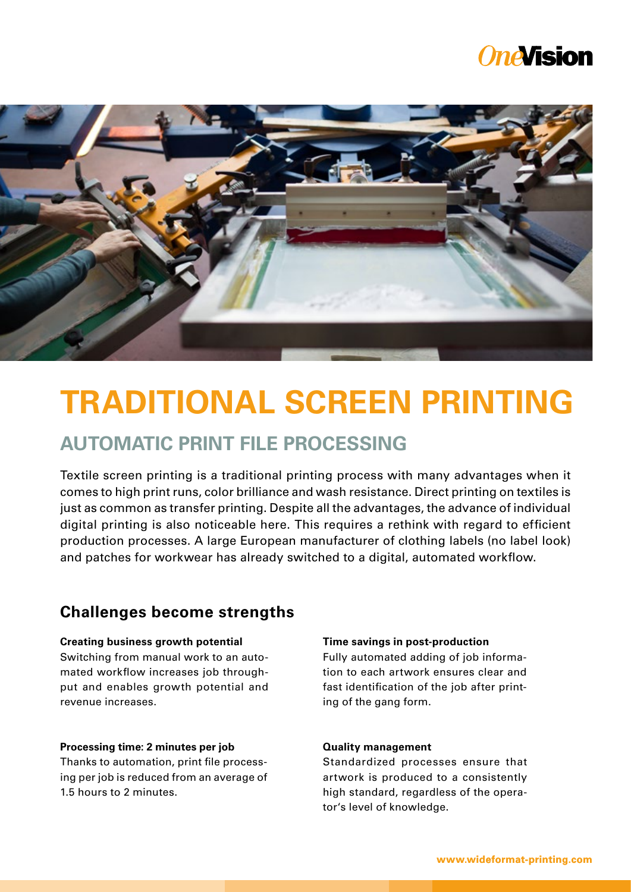# TRADITIONAL SCREEN PRINTING

## AUTOMATIC PRINT FILE PROCESSING

Textile screen printing is a traditional printing process with many advantages when it comes to high print runs, color brilliance and wash resistance. Direct printing on textiles is just as common as transfer printing. Despite all the advantages, the advance of individual digital printing is also noticeable here. This requires a rethink with regard to efficient production processes. A large European manufacturer of clothing labels (no label look) and patches for workwear has already switched to a digital, automated workflow.

### Challenges become strengths

**Creating business growth potential**
Switching from manual work to an automated workflow increases job throughput and enables growth potential and revenue increases.

**Processing time: 2 minutes per job**
Thanks to automation, print file processing per job is reduced from an average of 1.5 hours to 2 minutes.

**Time savings in post-production**
Fully automated adding of job information to each artwork ensures clear and fast identification of the job after printing of the gang form.

**Quality management**
Standardized processes ensure that artwork is produced to a consistently high standard, regardless of the operator's level of knowledge.

www.wideformat-printing.com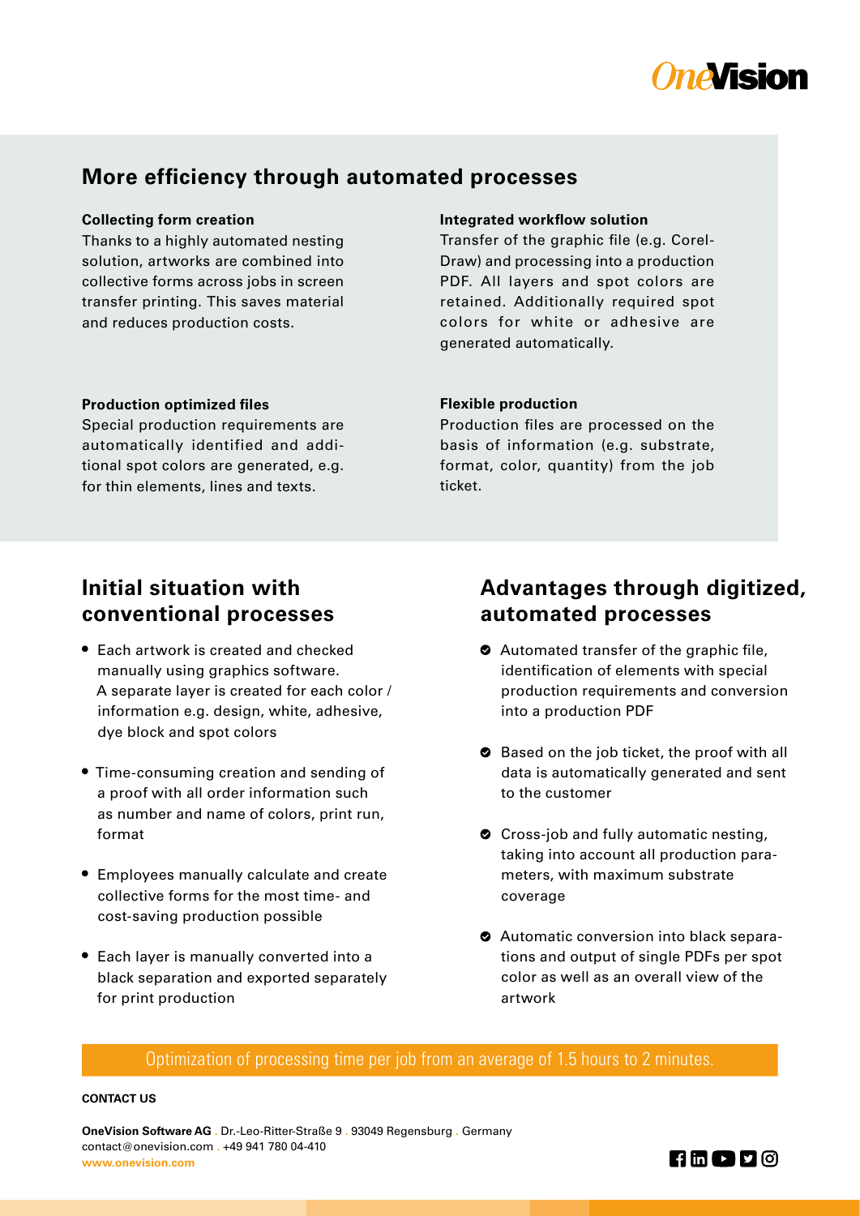OneVision

## More efficiency through automated processes

**Collecting form creation**
Thanks to a highly automated nesting solution, artworks are combined into collective forms across jobs in screen transfer printing. This saves material and reduces production costs.

**Integrated workflow solution**
Transfer of the graphic file (e.g. CorelDraw) and processing into a production PDF. All layers and spot colors are retained. Additionally required spot colors for white or adhesive are generated automatically.

**Production optimized files**
Special production requirements are automatically identified and additional spot colors are generated, e.g. for thin elements, lines and texts.

**Flexible production**
Production files are processed on the basis of information (e.g. substrate, format, color, quantity) from the job ticket.

## Initial situation with conventional processes

- Each artwork is created and checked manually using graphics software. A separate layer is created for each color / information e.g. design, white, adhesive, dye block and spot colors
- Time-consuming creation and sending of a proof with all order information such as number and name of colors, print run, format
- Employees manually calculate and create collective forms for the most time- and cost-saving production possible
- Each layer is manually converted into a black separation and exported separately for print production

## Advantages through digitized, automated processes

- Automated transfer of the graphic file, identification of elements with special production requirements and conversion into a production PDF
- Based on the job ticket, the proof with all data is automatically generated and sent to the customer
- Cross-job and fully automatic nesting, taking into account all production parameters, with maximum substrate coverage
- Automatic conversion into black separations and output of single PDFs per spot color as well as an overall view of the artwork

Optimization of processing time per job from an average of 1.5 hours to 2 minutes.

**CONTACT US**

**OneVision Software AG** . Dr.-Leo-Ritter-Straße 9 . 93049 Regensburg . Germany
contact@onevision.com . +49 941 780 04-410
**www.onevision.com**